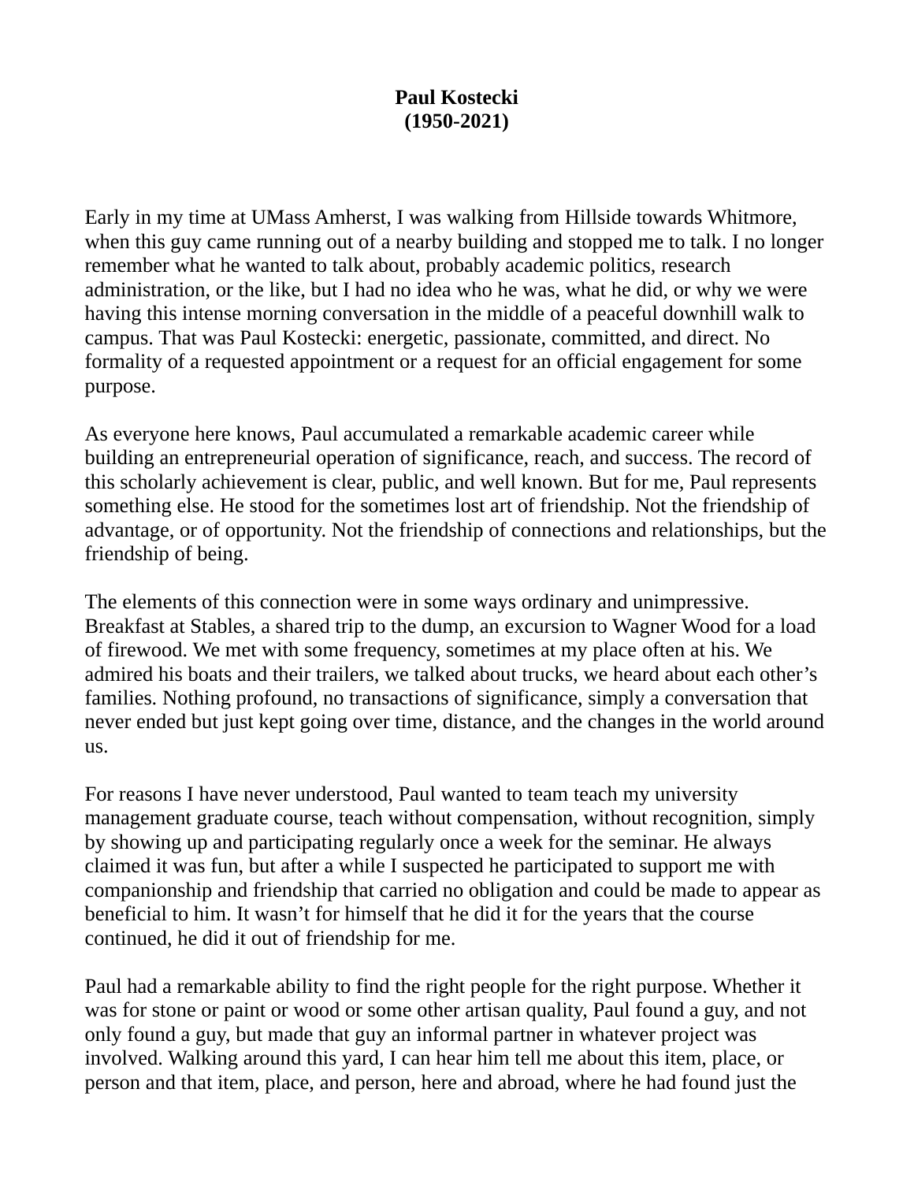**Paul Kostecki**
**(1950-2021)**

Early in my time at UMass Amherst, I was walking from Hillside towards Whitmore, when this guy came running out of a nearby building and stopped me to talk. I no longer remember what he wanted to talk about, probably academic politics, research administration, or the like, but I had no idea who he was, what he did, or why we were having this intense morning conversation in the middle of a peaceful downhill walk to campus. That was Paul Kostecki: energetic, passionate, committed, and direct. No formality of a requested appointment or a request for an official engagement for some purpose.

As everyone here knows, Paul accumulated a remarkable academic career while building an entrepreneurial operation of significance, reach, and success. The record of this scholarly achievement is clear, public, and well known. But for me, Paul represents something else. He stood for the sometimes lost art of friendship. Not the friendship of advantage, or of opportunity. Not the friendship of connections and relationships, but the friendship of being.

The elements of this connection were in some ways ordinary and unimpressive. Breakfast at Stables, a shared trip to the dump, an excursion to Wagner Wood for a load of firewood. We met with some frequency, sometimes at my place often at his. We admired his boats and their trailers, we talked about trucks, we heard about each other's families. Nothing profound, no transactions of significance, simply a conversation that never ended but just kept going over time, distance, and the changes in the world around us.

For reasons I have never understood, Paul wanted to team teach my university management graduate course, teach without compensation, without recognition, simply by showing up and participating regularly once a week for the seminar. He always claimed it was fun, but after a while I suspected he participated to support me with companionship and friendship that carried no obligation and could be made to appear as beneficial to him. It wasn't for himself that he did it for the years that the course continued, he did it out of friendship for me.

Paul had a remarkable ability to find the right people for the right purpose. Whether it was for stone or paint or wood or some other artisan quality, Paul found a guy, and not only found a guy, but made that guy an informal partner in whatever project was involved. Walking around this yard, I can hear him tell me about this item, place, or person and that item, place, and person, here and abroad, where he had found just the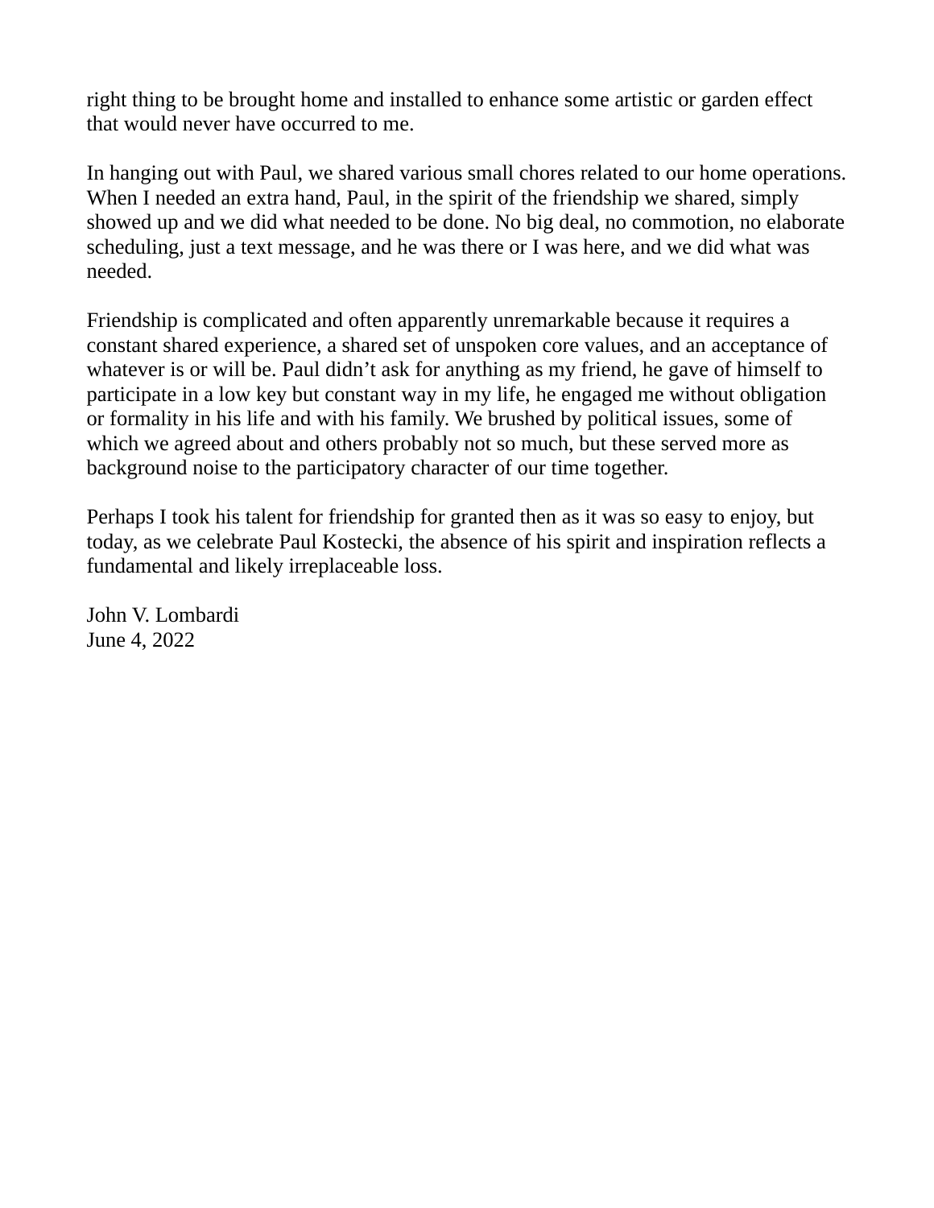right thing to be brought home and installed to enhance some artistic or garden effect that would never have occurred to me.

In hanging out with Paul, we shared various small chores related to our home operations. When I needed an extra hand, Paul, in the spirit of the friendship we shared, simply showed up and we did what needed to be done. No big deal, no commotion, no elaborate scheduling, just a text message, and he was there or I was here, and we did what was needed.

Friendship is complicated and often apparently unremarkable because it requires a constant shared experience, a shared set of unspoken core values, and an acceptance of whatever is or will be. Paul didn't ask for anything as my friend, he gave of himself to participate in a low key but constant way in my life, he engaged me without obligation or formality in his life and with his family. We brushed by political issues, some of which we agreed about and others probably not so much, but these served more as background noise to the participatory character of our time together.

Perhaps I took his talent for friendship for granted then as it was so easy to enjoy, but today, as we celebrate Paul Kostecki, the absence of his spirit and inspiration reflects a fundamental and likely irreplaceable loss.

John V. Lombardi
June 4, 2022